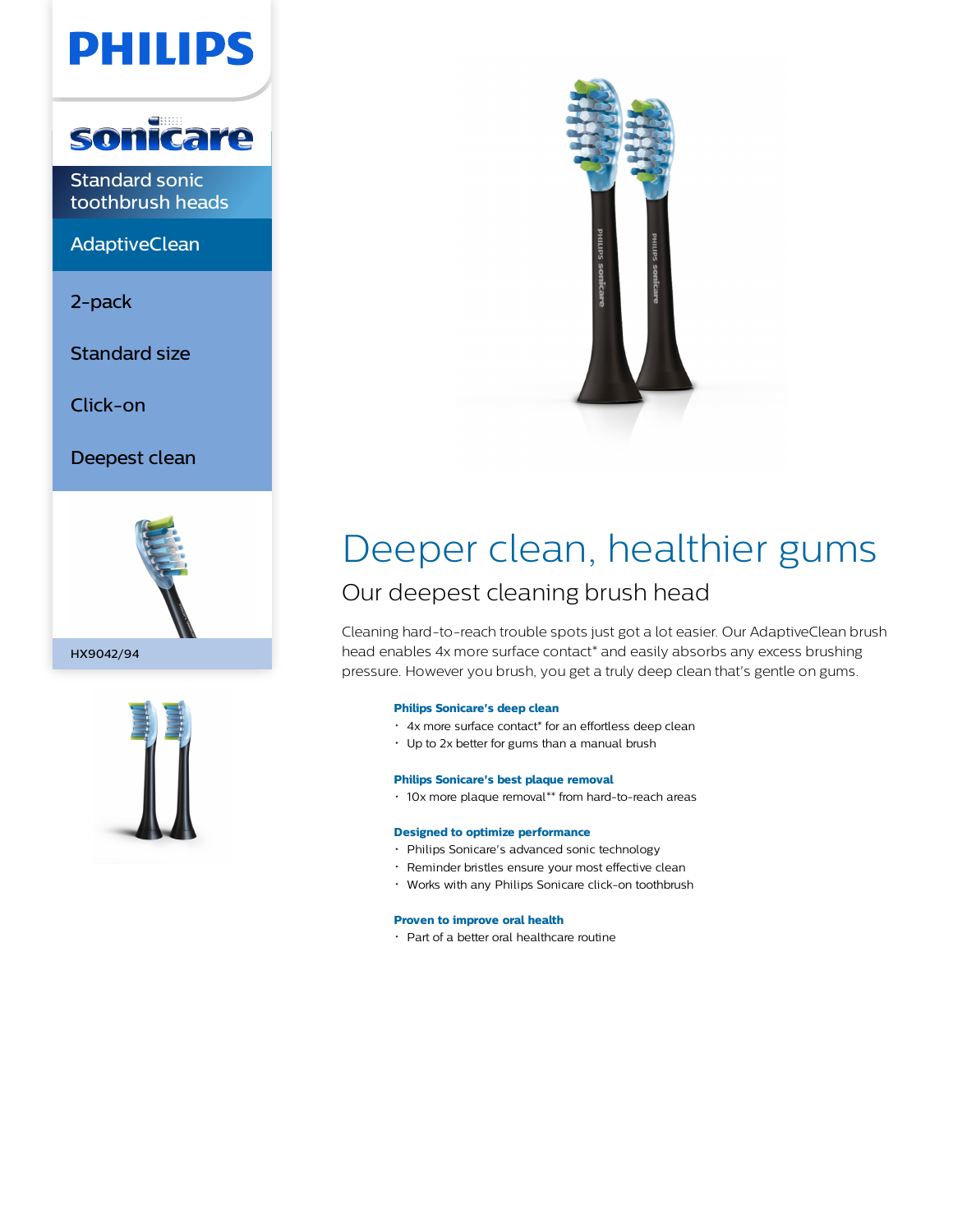PHILIPS

sonicare

Standard sonic toothbrush heads

AdaptiveClean

2-pack

Standard size

Click-on

Deepest clean

HX9042/94

# Deeper clean, healthier gums

## Our deepest cleaning brush head

Cleaning hard-to-reach trouble spots just got a lot easier. Our AdaptiveClean brush head enables 4x more surface contact* and easily absorbs any excess brushing pressure. However you brush, you get a truly deep clean that's gentle on gums.

**Philips Sonicare's deep clean**
- 4x more surface contact* for an effortless deep clean
- Up to 2x better for gums than a manual brush

**Philips Sonicare's best plaque removal**
- 10x more plaque removal** from hard-to-reach areas

**Designed to optimize performance**
- Philips Sonicare's advanced sonic technology
- Reminder bristles ensure your most effective clean
- Works with any Philips Sonicare click-on toothbrush

**Proven to improve oral health**
- Part of a better oral healthcare routine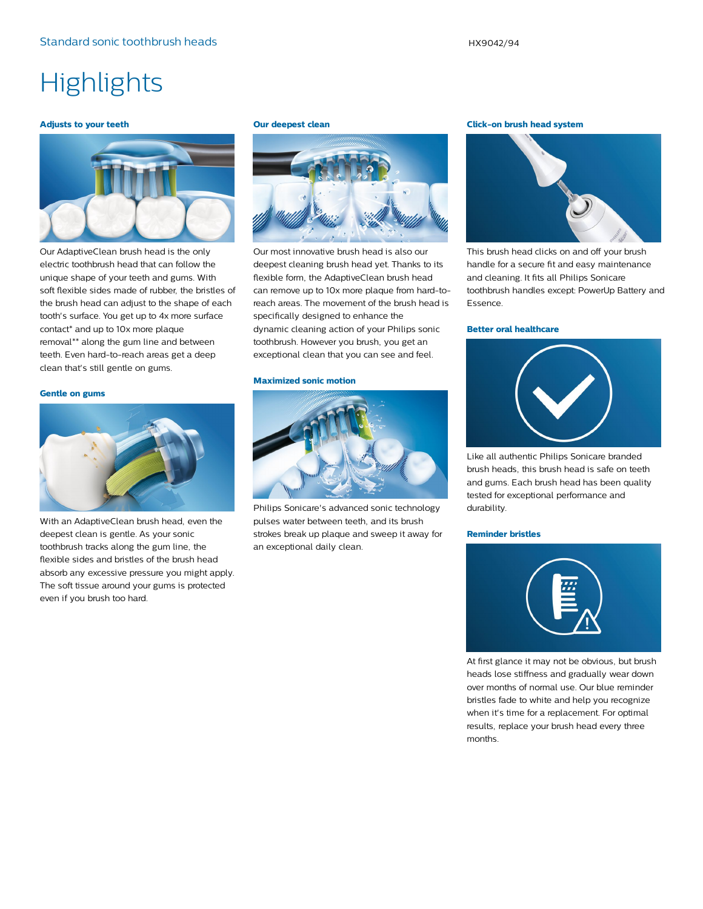# Highlights

### Adjusts to your teeth

Our AdaptiveClean brush head is the only electric toothbrush head that can follow the unique shape of your teeth and gums. With soft flexible sides made of rubber, the bristles of the brush head can adjust to the shape of each tooth's surface. You get up to 4x more surface contact* and up to 10x more plaque removal** along the gum line and between teeth. Even hard-to-reach areas get a deep clean that's still gentle on gums.

### Gentle on gums

With an AdaptiveClean brush head, even the deepest clean is gentle. As your sonic toothbrush tracks along the gum line, the flexible sides and bristles of the brush head absorb any excessive pressure you might apply. The soft tissue around your gums is protected even if you brush too hard.

### Our deepest clean

Our most innovative brush head is also our deepest cleaning brush head yet. Thanks to its flexible form, the AdaptiveClean brush head can remove up to 10x more plaque from hard-to-reach areas. The movement of the brush head is specifically designed to enhance the dynamic cleaning action of your Philips sonic toothbrush. However you brush, you get an exceptional clean that you can see and feel.

### Maximized sonic motion

Philips Sonicare's advanced sonic technology pulses water between teeth, and its brush strokes break up plaque and sweep it away for an exceptional daily clean.

### Click-on brush head system

This brush head clicks on and off your brush handle for a secure fit and easy maintenance and cleaning. It fits all Philips Sonicare toothbrush handles except: PowerUp Battery and Essence.

### Better oral healthcare

Like all authentic Philips Sonicare branded brush heads, this brush head is safe on teeth and gums. Each brush head has been quality tested for exceptional performance and durability.

### Reminder bristles

At first glance it may not be obvious, but brush heads lose stiffness and gradually wear down over months of normal use. Our blue reminder bristles fade to white and help you recognize when it's time for a replacement. For optimal results, replace your brush head every three months.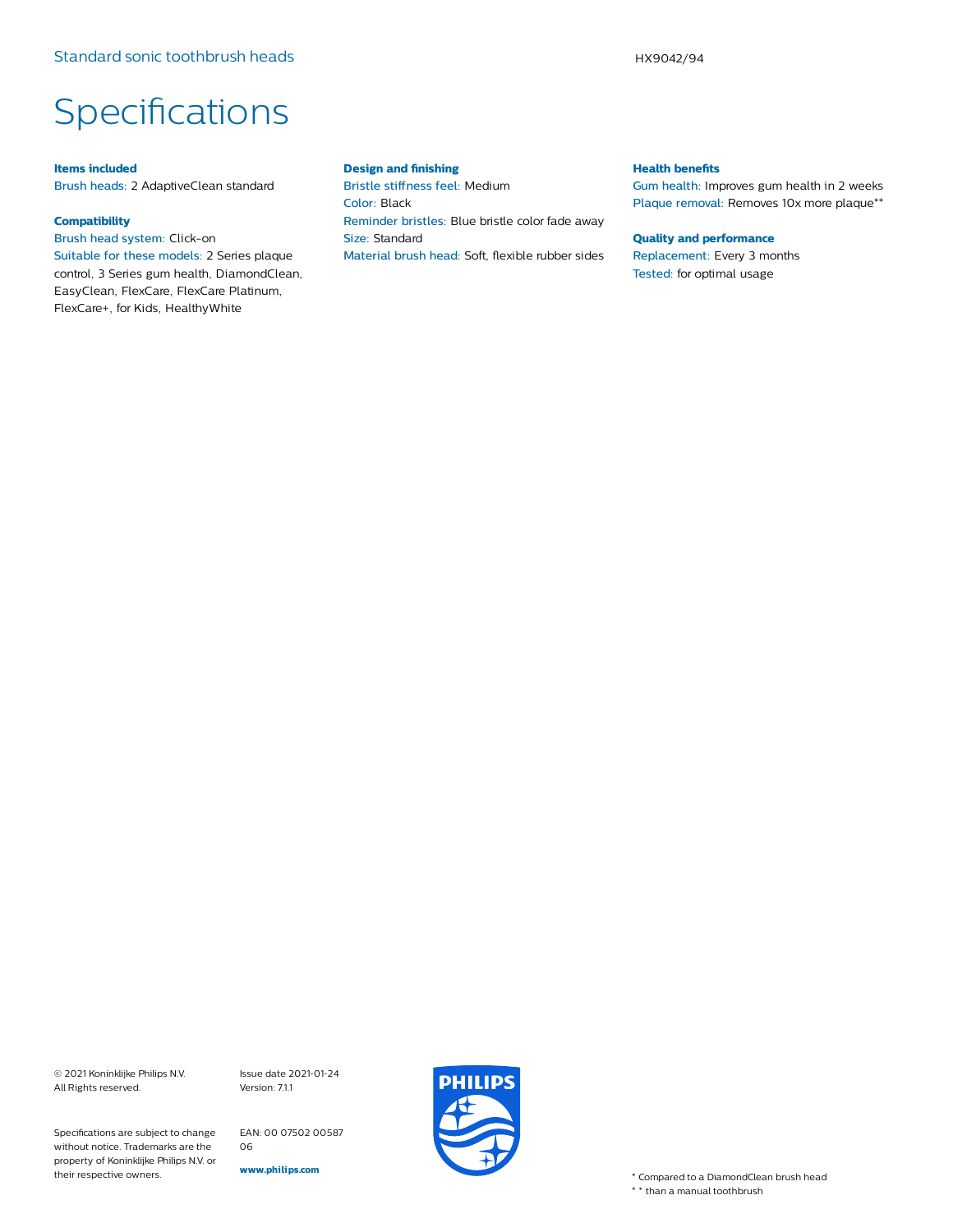# Specifications

### Items included

Brush heads: 2 AdaptiveClean standard

### Compatibility

Brush head system: Click-on

Suitable for these models: 2 Series plaque control, 3 Series gum health, DiamondClean, EasyClean, FlexCare, FlexCare Platinum, FlexCare+, for Kids, HealthyWhite

### Design and finishing

Bristle stiffness feel: Medium

Color: Black

Reminder bristles: Blue bristle color fade away

Size: Standard

Material brush head: Soft, flexible rubber sides

### Health benefits

Gum health: Improves gum health in 2 weeks

Plaque removal: Removes 10x more plaque**

### Quality and performance

Replacement: Every 3 months

Tested: for optimal usage

© 2021 Koninklijke Philips N.V.
All Rights reserved.

Specifications are subject to change without notice. Trademarks are the property of Koninklijke Philips N.V. or their respective owners.

Issue date 2021-01-24
Version: 7.1.1

EAN: 00 07502 00587 06

www.philips.com

\* Compared to a DiamondClean brush head

\* \* than a manual toothbrush